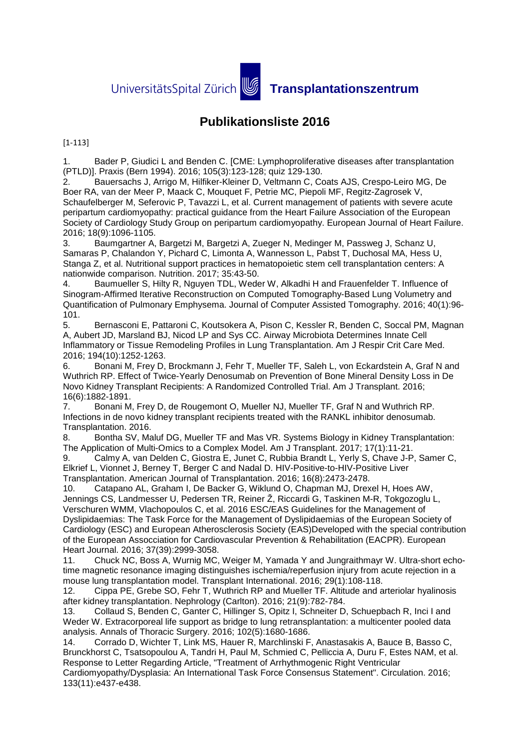UniversitätsSpital Zürich **Transplantationszentrum**

# Publikationsliste 2016

[1-113]

1. Bader P, Giudici L and Benden C. [CME: Lymphoproliferative diseases after transplantation (PTLD)]. Praxis (Bern 1994). 2016; 105(3):123-128; quiz 129-130.
2. Bauersachs J, Arrigo M, Hilfiker-Kleiner D, Veltmann C, Coats AJS, Crespo-Leiro MG, De Boer RA, van der Meer P, Maack C, Mouquet F, Petrie MC, Piepoli MF, Regitz-Zagrosek V, Schaufelberger M, Seferovic P, Tavazzi L, et al. Current management of patients with severe acute peripartum cardiomyopathy: practical guidance from the Heart Failure Association of the European Society of Cardiology Study Group on peripartum cardiomyopathy. European Journal of Heart Failure. 2016; 18(9):1096-1105.
3. Baumgartner A, Bargetzi M, Bargetzi A, Zueger N, Medinger M, Passweg J, Schanz U, Samaras P, Chalandon Y, Pichard C, Limonta A, Wannesson L, Pabst T, Duchosal MA, Hess U, Stanga Z, et al. Nutritional support practices in hematopoietic stem cell transplantation centers: A nationwide comparison. Nutrition. 2017; 35:43-50.
4. Baumueller S, Hilty R, Nguyen TDL, Weder W, Alkadhi H and Frauenfelder T. Influence of Sinogram-Affirmed Iterative Reconstruction on Computed Tomography-Based Lung Volumetry and Quantification of Pulmonary Emphysema. Journal of Computer Assisted Tomography. 2016; 40(1):96-101.
5. Bernasconi E, Pattaroni C, Koutsokera A, Pison C, Kessler R, Benden C, Soccal PM, Magnan A, Aubert JD, Marsland BJ, Nicod LP and Sys CC. Airway Microbiota Determines Innate Cell Inflammatory or Tissue Remodeling Profiles in Lung Transplantation. Am J Respir Crit Care Med. 2016; 194(10):1252-1263.
6. Bonani M, Frey D, Brockmann J, Fehr T, Mueller TF, Saleh L, von Eckardstein A, Graf N and Wuthrich RP. Effect of Twice-Yearly Denosumab on Prevention of Bone Mineral Density Loss in De Novo Kidney Transplant Recipients: A Randomized Controlled Trial. Am J Transplant. 2016; 16(6):1882-1891.
7. Bonani M, Frey D, de Rougemont O, Mueller NJ, Mueller TF, Graf N and Wuthrich RP. Infections in de novo kidney transplant recipients treated with the RANKL inhibitor denosumab. Transplantation. 2016.
8. Bontha SV, Maluf DG, Mueller TF and Mas VR. Systems Biology in Kidney Transplantation: The Application of Multi-Omics to a Complex Model. Am J Transplant. 2017; 17(1):11-21.
9. Calmy A, van Delden C, Giostra E, Junet C, Rubbia Brandt L, Yerly S, Chave J-P, Samer C, Elkrief L, Vionnet J, Berney T, Berger C and Nadal D. HIV-Positive-to-HIV-Positive Liver Transplantation. American Journal of Transplantation. 2016; 16(8):2473-2478.
10. Catapano AL, Graham I, De Backer G, Wiklund O, Chapman MJ, Drexel H, Hoes AW, Jennings CS, Landmesser U, Pedersen TR, Reiner Ž, Riccardi G, Taskinen M-R, Tokgozoglu L, Verschuren WMM, Vlachopoulos C, et al. 2016 ESC/EAS Guidelines for the Management of Dyslipidaemias: The Task Force for the Management of Dyslipidaemias of the European Society of Cardiology (ESC) and European Atherosclerosis Society (EAS)Developed with the special contribution of the European Assocciation for Cardiovascular Prevention & Rehabilitation (EACPR). European Heart Journal. 2016; 37(39):2999-3058.
11. Chuck NC, Boss A, Wurnig MC, Weiger M, Yamada Y and Jungraithmayr W. Ultra-short echo-time magnetic resonance imaging distinguishes ischemia/reperfusion injury from acute rejection in a mouse lung transplantation model. Transplant International. 2016; 29(1):108-118.
12. Cippa PE, Grebe SO, Fehr T, Wuthrich RP and Mueller TF. Altitude and arteriolar hyalinosis after kidney transplantation. Nephrology (Carlton). 2016; 21(9):782-784.
13. Collaud S, Benden C, Ganter C, Hillinger S, Opitz I, Schneiter D, Schuepbach R, Inci I and Weder W. Extracorporeal life support as bridge to lung retransplantation: a multicenter pooled data analysis. Annals of Thoracic Surgery. 2016; 102(5):1680-1686.
14. Corrado D, Wichter T, Link MS, Hauer R, Marchlinski F, Anastasakis A, Bauce B, Basso C, Brunckhorst C, Tsatsopoulou A, Tandri H, Paul M, Schmied C, Pelliccia A, Duru F, Estes NAM, et al. Response to Letter Regarding Article, "Treatment of Arrhythmogenic Right Ventricular Cardiomyopathy/Dysplasia: An International Task Force Consensus Statement". Circulation. 2016; 133(11):e437-e438.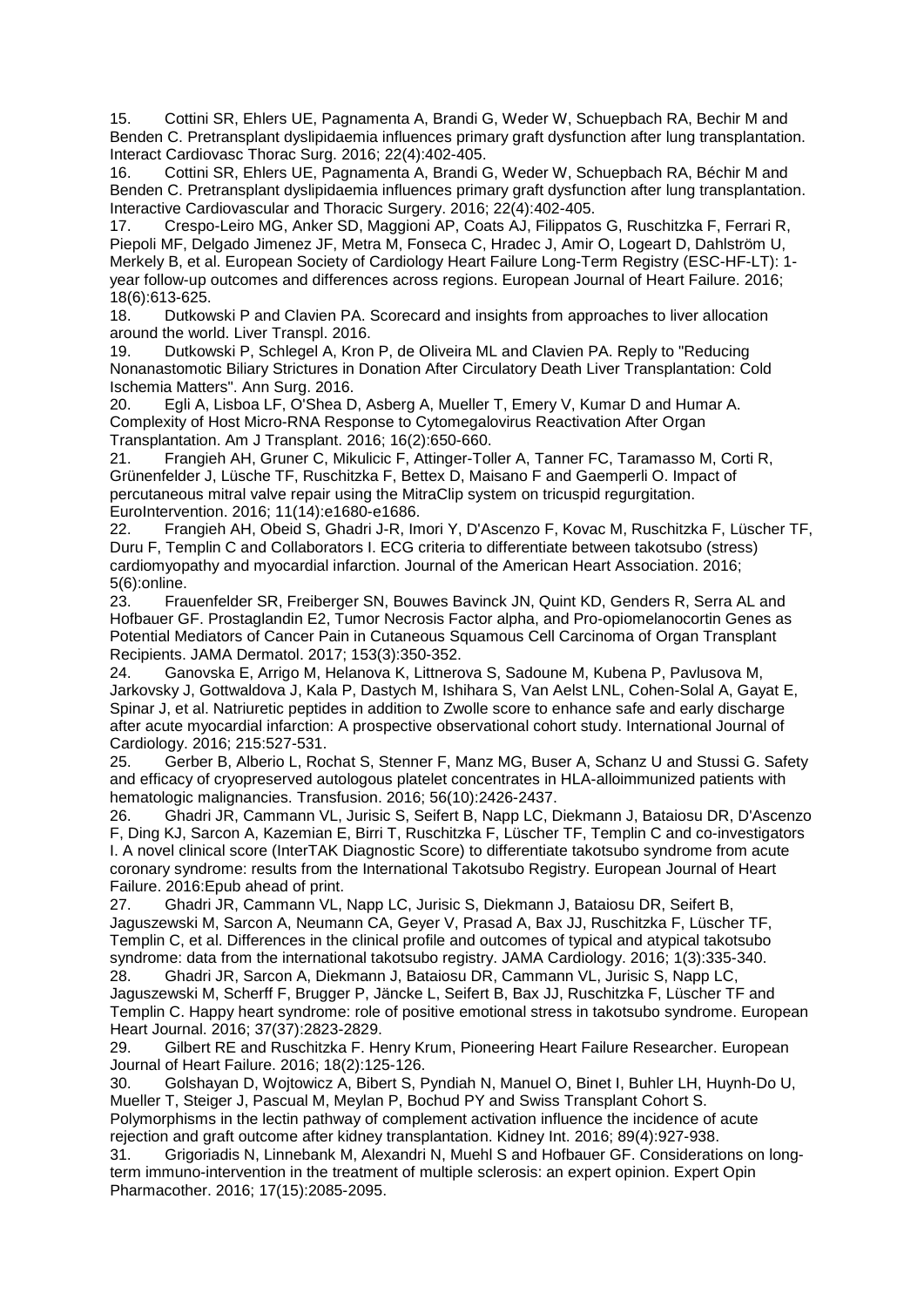15. Cottini SR, Ehlers UE, Pagnamenta A, Brandi G, Weder W, Schuepbach RA, Bechir M and Benden C. Pretransplant dyslipidaemia influences primary graft dysfunction after lung transplantation. Interact Cardiovasc Thorac Surg. 2016; 22(4):402-405.

16. Cottini SR, Ehlers UE, Pagnamenta A, Brandi G, Weder W, Schuepbach RA, Béchir M and Benden C. Pretransplant dyslipidaemia influences primary graft dysfunction after lung transplantation. Interactive Cardiovascular and Thoracic Surgery. 2016; 22(4):402-405.

17. Crespo-Leiro MG, Anker SD, Maggioni AP, Coats AJ, Filippatos G, Ruschitzka F, Ferrari R, Piepoli MF, Delgado Jimenez JF, Metra M, Fonseca C, Hradec J, Amir O, Logeart D, Dahlström U, Merkely B, et al. European Society of Cardiology Heart Failure Long-Term Registry (ESC-HF-LT): 1-year follow-up outcomes and differences across regions. European Journal of Heart Failure. 2016; 18(6):613-625.

18. Dutkowski P and Clavien PA. Scorecard and insights from approaches to liver allocation around the world. Liver Transpl. 2016.

19. Dutkowski P, Schlegel A, Kron P, de Oliveira ML and Clavien PA. Reply to "Reducing Nonanastomotic Biliary Strictures in Donation After Circulatory Death Liver Transplantation: Cold Ischemia Matters". Ann Surg. 2016.

20. Egli A, Lisboa LF, O'Shea D, Asberg A, Mueller T, Emery V, Kumar D and Humar A. Complexity of Host Micro-RNA Response to Cytomegalovirus Reactivation After Organ Transplantation. Am J Transplant. 2016; 16(2):650-660.

21. Frangieh AH, Gruner C, Mikulicic F, Attinger-Toller A, Tanner FC, Taramasso M, Corti R, Grünenfelder J, Lüsche TF, Ruschitzka F, Bettex D, Maisano F and Gaemperli O. Impact of percutaneous mitral valve repair using the MitraClip system on tricuspid regurgitation. EuroIntervention. 2016; 11(14):e1680-e1686.

22. Frangieh AH, Obeid S, Ghadri J-R, Imori Y, D'Ascenzo F, Kovac M, Ruschitzka F, Lüscher TF, Duru F, Templin C and Collaborators I. ECG criteria to differentiate between takotsubo (stress) cardiomyopathy and myocardial infarction. Journal of the American Heart Association. 2016; 5(6):online.

23. Frauenfelder SR, Freiberger SN, Bouwes Bavinck JN, Quint KD, Genders R, Serra AL and Hofbauer GF. Prostaglandin E2, Tumor Necrosis Factor alpha, and Pro-opiomelanocortin Genes as Potential Mediators of Cancer Pain in Cutaneous Squamous Cell Carcinoma of Organ Transplant Recipients. JAMA Dermatol. 2017; 153(3):350-352.

24. Ganovska E, Arrigo M, Helanova K, Littnerova S, Sadoune M, Kubena P, Pavlusova M, Jarkovsky J, Gottwaldova J, Kala P, Dastych M, Ishihara S, Van Aelst LNL, Cohen-Solal A, Gayat E, Spinar J, et al. Natriuretic peptides in addition to Zwolle score to enhance safe and early discharge after acute myocardial infarction: A prospective observational cohort study. International Journal of Cardiology. 2016; 215:527-531.

25. Gerber B, Alberio L, Rochat S, Stenner F, Manz MG, Buser A, Schanz U and Stussi G. Safety and efficacy of cryopreserved autologous platelet concentrates in HLA-alloimmunized patients with hematologic malignancies. Transfusion. 2016; 56(10):2426-2437.

26. Ghadri JR, Cammann VL, Jurisic S, Seifert B, Napp LC, Diekmann J, Bataiosu DR, D'Ascenzo F, Ding KJ, Sarcon A, Kazemian E, Birri T, Ruschitzka F, Lüscher TF, Templin C and co-investigators I. A novel clinical score (InterTAK Diagnostic Score) to differentiate takotsubo syndrome from acute coronary syndrome: results from the International Takotsubo Registry. European Journal of Heart Failure. 2016:Epub ahead of print.

27. Ghadri JR, Cammann VL, Napp LC, Jurisic S, Diekmann J, Bataiosu DR, Seifert B, Jaguszewski M, Sarcon A, Neumann CA, Geyer V, Prasad A, Bax JJ, Ruschitzka F, Lüscher TF, Templin C, et al. Differences in the clinical profile and outcomes of typical and atypical takotsubo syndrome: data from the international takotsubo registry. JAMA Cardiology. 2016; 1(3):335-340.

28. Ghadri JR, Sarcon A, Diekmann J, Bataiosu DR, Cammann VL, Jurisic S, Napp LC, Jaguszewski M, Scherff F, Brugger P, Jäncke L, Seifert B, Bax JJ, Ruschitzka F, Lüscher TF and Templin C. Happy heart syndrome: role of positive emotional stress in takotsubo syndrome. European Heart Journal. 2016; 37(37):2823-2829.

29. Gilbert RE and Ruschitzka F. Henry Krum, Pioneering Heart Failure Researcher. European Journal of Heart Failure. 2016; 18(2):125-126.

30. Golshayan D, Wojtowicz A, Bibert S, Pyndiah N, Manuel O, Binet I, Buhler LH, Huynh-Do U, Mueller T, Steiger J, Pascual M, Meylan P, Bochud PY and Swiss Transplant Cohort S. Polymorphisms in the lectin pathway of complement activation influence the incidence of acute rejection and graft outcome after kidney transplantation. Kidney Int. 2016; 89(4):927-938.

31. Grigoriadis N, Linnebank M, Alexandri N, Muehl S and Hofbauer GF. Considerations on long-term immuno-intervention in the treatment of multiple sclerosis: an expert opinion. Expert Opin Pharmacother. 2016; 17(15):2085-2095.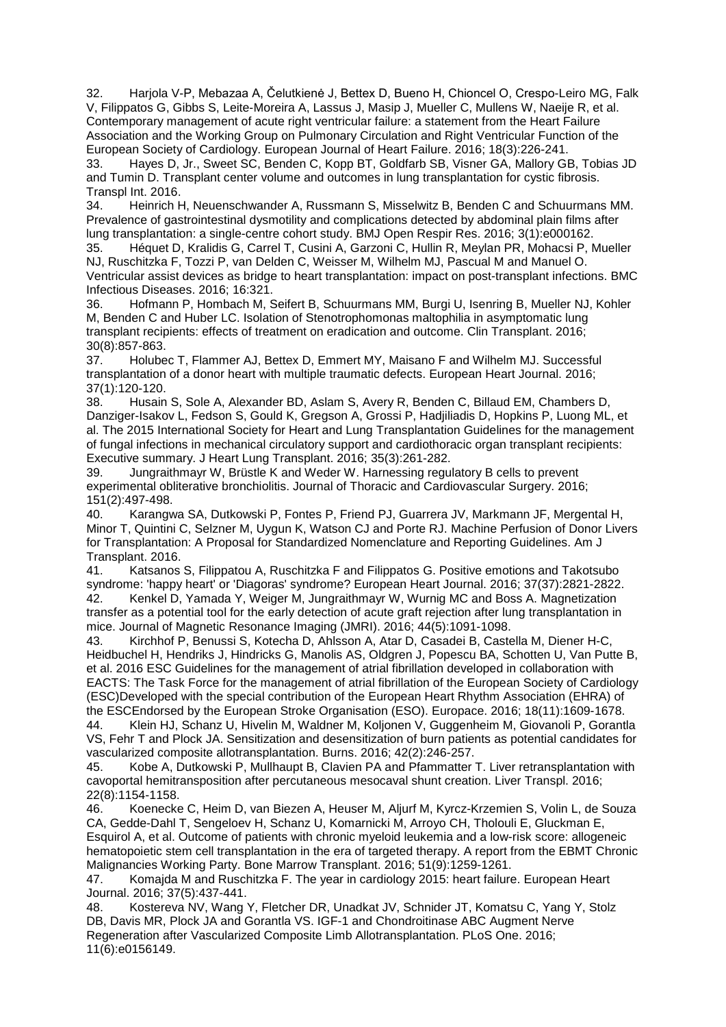32. Harjola V-P, Mebazaa A, Čelutkienė J, Bettex D, Bueno H, Chioncel O, Crespo-Leiro MG, Falk V, Filippatos G, Gibbs S, Leite-Moreira A, Lassus J, Masip J, Mueller C, Mullens W, Naeije R, et al. Contemporary management of acute right ventricular failure: a statement from the Heart Failure Association and the Working Group on Pulmonary Circulation and Right Ventricular Function of the European Society of Cardiology. European Journal of Heart Failure. 2016; 18(3):226-241.

33. Hayes D, Jr., Sweet SC, Benden C, Kopp BT, Goldfarb SB, Visner GA, Mallory GB, Tobias JD and Tumin D. Transplant center volume and outcomes in lung transplantation for cystic fibrosis. Transpl Int. 2016.

34. Heinrich H, Neuenschwander A, Russmann S, Misselwitz B, Benden C and Schuurmans MM. Prevalence of gastrointestinal dysmotility and complications detected by abdominal plain films after lung transplantation: a single-centre cohort study. BMJ Open Respir Res. 2016; 3(1):e000162.

35. Héquet D, Kralidis G, Carrel T, Cusini A, Garzoni C, Hullin R, Meylan PR, Mohacsi P, Mueller NJ, Ruschitzka F, Tozzi P, van Delden C, Weisser M, Wilhelm MJ, Pascual M and Manuel O. Ventricular assist devices as bridge to heart transplantation: impact on post-transplant infections. BMC Infectious Diseases. 2016; 16:321.

36. Hofmann P, Hombach M, Seifert B, Schuurmans MM, Burgi U, Isenring B, Mueller NJ, Kohler M, Benden C and Huber LC. Isolation of Stenotrophomonas maltophilia in asymptomatic lung transplant recipients: effects of treatment on eradication and outcome. Clin Transplant. 2016; 30(8):857-863.

37. Holubec T, Flammer AJ, Bettex D, Emmert MY, Maisano F and Wilhelm MJ. Successful transplantation of a donor heart with multiple traumatic defects. European Heart Journal. 2016; 37(1):120-120.

38. Husain S, Sole A, Alexander BD, Aslam S, Avery R, Benden C, Billaud EM, Chambers D, Danziger-Isakov L, Fedson S, Gould K, Gregson A, Grossi P, Hadjiliadis D, Hopkins P, Luong ML, et al. The 2015 International Society for Heart and Lung Transplantation Guidelines for the management of fungal infections in mechanical circulatory support and cardiothoracic organ transplant recipients: Executive summary. J Heart Lung Transplant. 2016; 35(3):261-282.

39. Jungraithmayr W, Brüstle K and Weder W. Harnessing regulatory B cells to prevent experimental obliterative bronchiolitis. Journal of Thoracic and Cardiovascular Surgery. 2016; 151(2):497-498.

40. Karangwa SA, Dutkowski P, Fontes P, Friend PJ, Guarrera JV, Markmann JF, Mergental H, Minor T, Quintini C, Selzner M, Uygun K, Watson CJ and Porte RJ. Machine Perfusion of Donor Livers for Transplantation: A Proposal for Standardized Nomenclature and Reporting Guidelines. Am J Transplant. 2016.

41. Katsanos S, Filippatou A, Ruschitzka F and Filippatos G. Positive emotions and Takotsubo syndrome: 'happy heart' or 'Diagoras' syndrome? European Heart Journal. 2016; 37(37):2821-2822.

42. Kenkel D, Yamada Y, Weiger M, Jungraithmayr W, Wurnig MC and Boss A. Magnetization transfer as a potential tool for the early detection of acute graft rejection after lung transplantation in mice. Journal of Magnetic Resonance Imaging (JMRI). 2016; 44(5):1091-1098.

43. Kirchhof P, Benussi S, Kotecha D, Ahlsson A, Atar D, Casadei B, Castella M, Diener H-C, Heidbuchel H, Hendriks J, Hindricks G, Manolis AS, Oldgren J, Popescu BA, Schotten U, Van Putte B, et al. 2016 ESC Guidelines for the management of atrial fibrillation developed in collaboration with EACTS: The Task Force for the management of atrial fibrillation of the European Society of Cardiology (ESC)Developed with the special contribution of the European Heart Rhythm Association (EHRA) of the ESCEndorsed by the European Stroke Organisation (ESO). Europace. 2016; 18(11):1609-1678.

44. Klein HJ, Schanz U, Hivelin M, Waldner M, Koljonen V, Guggenheim M, Giovanoli P, Gorantla VS, Fehr T and Plock JA. Sensitization and desensitization of burn patients as potential candidates for vascularized composite allotransplantation. Burns. 2016; 42(2):246-257.

45. Kobe A, Dutkowski P, Mullhaupt B, Clavien PA and Pfammatter T. Liver retransplantation with cavoportal hemitransposition after percutaneous mesocaval shunt creation. Liver Transpl. 2016; 22(8):1154-1158.

46. Koenecke C, Heim D, van Biezen A, Heuser M, Aljurf M, Kyrcz-Krzemien S, Volin L, de Souza CA, Gedde-Dahl T, Sengeloev H, Schanz U, Komarnicki M, Arroyo CH, Tholouli E, Gluckman E, Esquirol A, et al. Outcome of patients with chronic myeloid leukemia and a low-risk score: allogeneic hematopoietic stem cell transplantation in the era of targeted therapy. A report from the EBMT Chronic Malignancies Working Party. Bone Marrow Transplant. 2016; 51(9):1259-1261.

47. Komajda M and Ruschitzka F. The year in cardiology 2015: heart failure. European Heart Journal. 2016; 37(5):437-441.

48. Kostereva NV, Wang Y, Fletcher DR, Unadkat JV, Schnider JT, Komatsu C, Yang Y, Stolz DB, Davis MR, Plock JA and Gorantla VS. IGF-1 and Chondroitinase ABC Augment Nerve Regeneration after Vascularized Composite Limb Allotransplantation. PLoS One. 2016; 11(6):e0156149.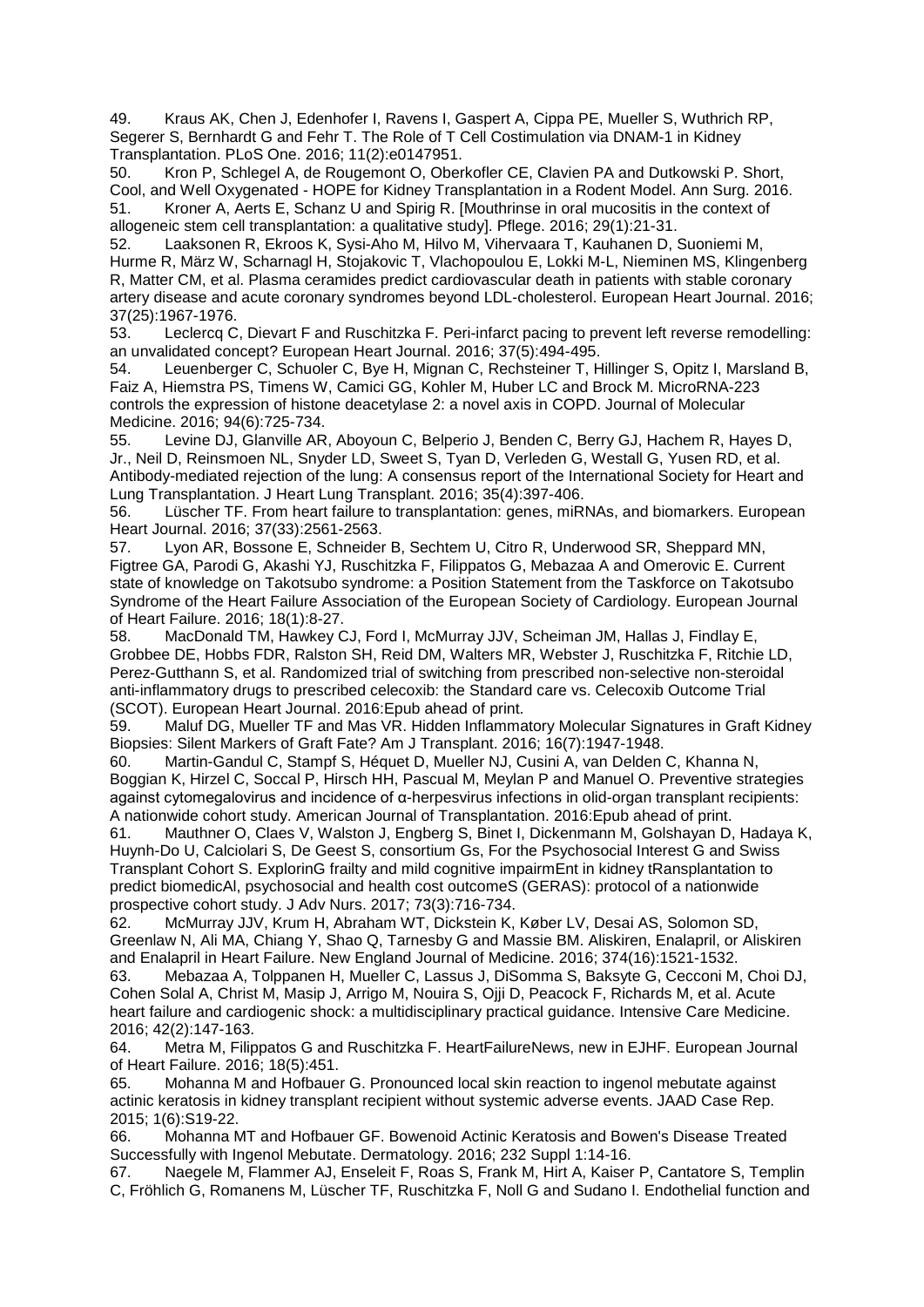49. Kraus AK, Chen J, Edenhofer I, Ravens I, Gaspert A, Cippa PE, Mueller S, Wuthrich RP, Segerer S, Bernhardt G and Fehr T. The Role of T Cell Costimulation via DNAM-1 in Kidney Transplantation. PLoS One. 2016; 11(2):e0147951.

50. Kron P, Schlegel A, de Rougemont O, Oberkofler CE, Clavien PA and Dutkowski P. Short, Cool, and Well Oxygenated - HOPE for Kidney Transplantation in a Rodent Model. Ann Surg. 2016.

51. Kroner A, Aerts E, Schanz U and Spirig R. [Mouthrinse in oral mucositis in the context of allogeneic stem cell transplantation: a qualitative study]. Pflege. 2016; 29(1):21-31.

52. Laaksonen R, Ekroos K, Sysi-Aho M, Hilvo M, Vihervaara T, Kauhanen D, Suoniemi M, Hurme R, März W, Scharnagl H, Stojakovic T, Vlachopoulou E, Lokki M-L, Nieminen MS, Klingenberg R, Matter CM, et al. Plasma ceramides predict cardiovascular death in patients with stable coronary artery disease and acute coronary syndromes beyond LDL-cholesterol. European Heart Journal. 2016; 37(25):1967-1976.

53. Leclercq C, Dievart F and Ruschitzka F. Peri-infarct pacing to prevent left reverse remodelling: an unvalidated concept? European Heart Journal. 2016; 37(5):494-495.

54. Leuenberger C, Schuoler C, Bye H, Mignan C, Rechsteiner T, Hillinger S, Opitz I, Marsland B, Faiz A, Hiemstra PS, Timens W, Camici GG, Kohler M, Huber LC and Brock M. MicroRNA-223 controls the expression of histone deacetylase 2: a novel axis in COPD. Journal of Molecular Medicine. 2016; 94(6):725-734.

55. Levine DJ, Glanville AR, Aboyoun C, Belperio J, Benden C, Berry GJ, Hachem R, Hayes D, Jr., Neil D, Reinsmoen NL, Snyder LD, Sweet S, Tyan D, Verleden G, Westall G, Yusen RD, et al. Antibody-mediated rejection of the lung: A consensus report of the International Society for Heart and Lung Transplantation. J Heart Lung Transplant. 2016; 35(4):397-406.

56. Lüscher TF. From heart failure to transplantation: genes, miRNAs, and biomarkers. European Heart Journal. 2016; 37(33):2561-2563.

57. Lyon AR, Bossone E, Schneider B, Sechtem U, Citro R, Underwood SR, Sheppard MN, Figtree GA, Parodi G, Akashi YJ, Ruschitzka F, Filippatos G, Mebazaa A and Omerovic E. Current state of knowledge on Takotsubo syndrome: a Position Statement from the Taskforce on Takotsubo Syndrome of the Heart Failure Association of the European Society of Cardiology. European Journal of Heart Failure. 2016; 18(1):8-27.

58. MacDonald TM, Hawkey CJ, Ford I, McMurray JJV, Scheiman JM, Hallas J, Findlay E, Grobbee DE, Hobbs FDR, Ralston SH, Reid DM, Walters MR, Webster J, Ruschitzka F, Ritchie LD, Perez-Gutthann S, et al. Randomized trial of switching from prescribed non-selective non-steroidal anti-inflammatory drugs to prescribed celecoxib: the Standard care vs. Celecoxib Outcome Trial (SCOT). European Heart Journal. 2016:Epub ahead of print.

59. Maluf DG, Mueller TF and Mas VR. Hidden Inflammatory Molecular Signatures in Graft Kidney Biopsies: Silent Markers of Graft Fate? Am J Transplant. 2016; 16(7):1947-1948.

60. Martin-Gandul C, Stampf S, Héquet D, Mueller NJ, Cusini A, van Delden C, Khanna N, Boggian K, Hirzel C, Soccal P, Hirsch HH, Pascual M, Meylan P and Manuel O. Preventive strategies against cytomegalovirus and incidence of α-herpesvirus infections in olid-organ transplant recipients: A nationwide cohort study. American Journal of Transplantation. 2016:Epub ahead of print.

61. Mauthner O, Claes V, Walston J, Engberg S, Binet I, Dickenmann M, Golshayan D, Hadaya K, Huynh-Do U, Calciolari S, De Geest S, consortium Gs, For the Psychosocial Interest G and Swiss Transplant Cohort S. ExplorinG frailty and mild cognitive impairmEnt in kidney tRansplantation to predict biomedicAl, psychosocial and health cost outcomeS (GERAS): protocol of a nationwide prospective cohort study. J Adv Nurs. 2017; 73(3):716-734.

62. McMurray JJV, Krum H, Abraham WT, Dickstein K, Køber LV, Desai AS, Solomon SD, Greenlaw N, Ali MA, Chiang Y, Shao Q, Tarnesby G and Massie BM. Aliskiren, Enalapril, or Aliskiren and Enalapril in Heart Failure. New England Journal of Medicine. 2016; 374(16):1521-1532.

63. Mebazaa A, Tolppanen H, Mueller C, Lassus J, DiSomma S, Baksyte G, Cecconi M, Choi DJ, Cohen Solal A, Christ M, Masip J, Arrigo M, Nouira S, Ojji D, Peacock F, Richards M, et al. Acute heart failure and cardiogenic shock: a multidisciplinary practical guidance. Intensive Care Medicine. 2016; 42(2):147-163.

64. Metra M, Filippatos G and Ruschitzka F. HeartFailureNews, new in EJHF. European Journal of Heart Failure. 2016; 18(5):451.

65. Mohanna M and Hofbauer G. Pronounced local skin reaction to ingenol mebutate against actinic keratosis in kidney transplant recipient without systemic adverse events. JAAD Case Rep. 2015; 1(6):S19-22.

66. Mohanna MT and Hofbauer GF. Bowenoid Actinic Keratosis and Bowen's Disease Treated Successfully with Ingenol Mebutate. Dermatology. 2016; 232 Suppl 1:14-16.

67. Naegele M, Flammer AJ, Enseleit F, Roas S, Frank M, Hirt A, Kaiser P, Cantatore S, Templin C, Fröhlich G, Romanens M, Lüscher TF, Ruschitzka F, Noll G and Sudano I. Endothelial function and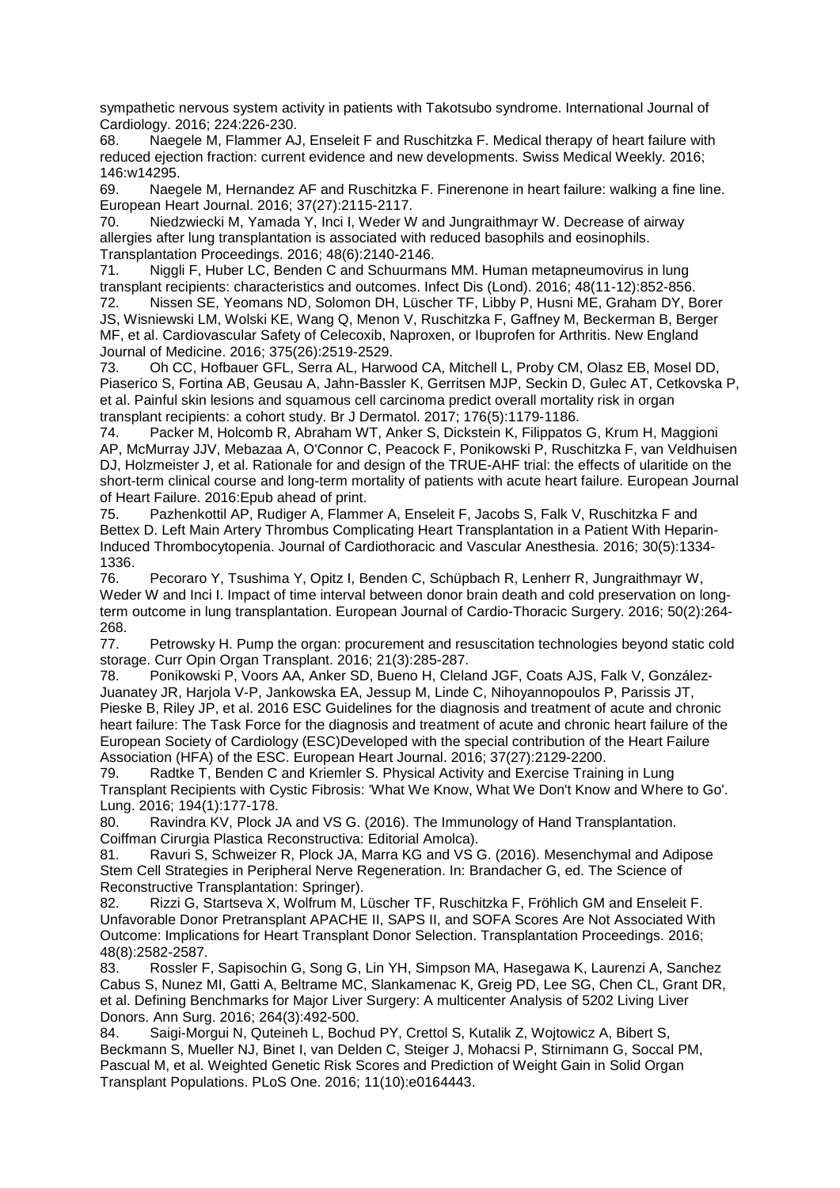sympathetic nervous system activity in patients with Takotsubo syndrome. International Journal of Cardiology. 2016; 224:226-230.

68. Naegele M, Flammer AJ, Enseleit F and Ruschitzka F. Medical therapy of heart failure with reduced ejection fraction: current evidence and new developments. Swiss Medical Weekly. 2016; 146:w14295.

69. Naegele M, Hernandez AF and Ruschitzka F. Finerenone in heart failure: walking a fine line. European Heart Journal. 2016; 37(27):2115-2117.

70. Niedzwiecki M, Yamada Y, Inci I, Weder W and Jungraithmayr W. Decrease of airway allergies after lung transplantation is associated with reduced basophils and eosinophils. Transplantation Proceedings. 2016; 48(6):2140-2146.

71. Niggli F, Huber LC, Benden C and Schuurmans MM. Human metapneumovirus in lung transplant recipients: characteristics and outcomes. Infect Dis (Lond). 2016; 48(11-12):852-856.

72. Nissen SE, Yeomans ND, Solomon DH, Lüscher TF, Libby P, Husni ME, Graham DY, Borer JS, Wisniewski LM, Wolski KE, Wang Q, Menon V, Ruschitzka F, Gaffney M, Beckerman B, Berger MF, et al. Cardiovascular Safety of Celecoxib, Naproxen, or Ibuprofen for Arthritis. New England Journal of Medicine. 2016; 375(26):2519-2529.

73. Oh CC, Hofbauer GFL, Serra AL, Harwood CA, Mitchell L, Proby CM, Olasz EB, Mosel DD, Piaserico S, Fortina AB, Geusau A, Jahn-Bassler K, Gerritsen MJP, Seckin D, Gulec AT, Cetkovska P, et al. Painful skin lesions and squamous cell carcinoma predict overall mortality risk in organ transplant recipients: a cohort study. Br J Dermatol. 2017; 176(5):1179-1186.

74. Packer M, Holcomb R, Abraham WT, Anker S, Dickstein K, Filippatos G, Krum H, Maggioni AP, McMurray JJV, Mebazaa A, O'Connor C, Peacock F, Ponikowski P, Ruschitzka F, van Veldhuisen DJ, Holzmeister J, et al. Rationale for and design of the TRUE-AHF trial: the effects of ularitide on the short-term clinical course and long-term mortality of patients with acute heart failure. European Journal of Heart Failure. 2016:Epub ahead of print.

75. Pazhenkottil AP, Rudiger A, Flammer A, Enseleit F, Jacobs S, Falk V, Ruschitzka F and Bettex D. Left Main Artery Thrombus Complicating Heart Transplantation in a Patient With Heparin-Induced Thrombocytopenia. Journal of Cardiothoracic and Vascular Anesthesia. 2016; 30(5):1334-1336.

76. Pecoraro Y, Tsushima Y, Opitz I, Benden C, Schüpbach R, Lenherr R, Jungraithmayr W, Weder W and Inci I. Impact of time interval between donor brain death and cold preservation on long-term outcome in lung transplantation. European Journal of Cardio-Thoracic Surgery. 2016; 50(2):264-268.

77. Petrowsky H. Pump the organ: procurement and resuscitation technologies beyond static cold storage. Curr Opin Organ Transplant. 2016; 21(3):285-287.

78. Ponikowski P, Voors AA, Anker SD, Bueno H, Cleland JGF, Coats AJS, Falk V, González-Juanatey JR, Harjola V-P, Jankowska EA, Jessup M, Linde C, Nihoyannopoulos P, Parissis JT, Pieske B, Riley JP, et al. 2016 ESC Guidelines for the diagnosis and treatment of acute and chronic heart failure: The Task Force for the diagnosis and treatment of acute and chronic heart failure of the European Society of Cardiology (ESC)Developed with the special contribution of the Heart Failure Association (HFA) of the ESC. European Heart Journal. 2016; 37(27):2129-2200.

79. Radtke T, Benden C and Kriemler S. Physical Activity and Exercise Training in Lung Transplant Recipients with Cystic Fibrosis: 'What We Know, What We Don't Know and Where to Go'. Lung. 2016; 194(1):177-178.

80. Ravindra KV, Plock JA and VS G. (2016). The Immunology of Hand Transplantation. Coiffman Cirurgia Plastica Reconstructiva: Editorial Amolca).

81. Ravuri S, Schweizer R, Plock JA, Marra KG and VS G. (2016). Mesenchymal and Adipose Stem Cell Strategies in Peripheral Nerve Regeneration. In: Brandacher G, ed. The Science of Reconstructive Transplantation: Springer).

82. Rizzi G, Startseva X, Wolfrum M, Lüscher TF, Ruschitzka F, Fröhlich GM and Enseleit F. Unfavorable Donor Pretransplant APACHE II, SAPS II, and SOFA Scores Are Not Associated With Outcome: Implications for Heart Transplant Donor Selection. Transplantation Proceedings. 2016; 48(8):2582-2587.

83. Rossler F, Sapisochin G, Song G, Lin YH, Simpson MA, Hasegawa K, Laurenzi A, Sanchez Cabus S, Nunez MI, Gatti A, Beltrame MC, Slankamenac K, Greig PD, Lee SG, Chen CL, Grant DR, et al. Defining Benchmarks for Major Liver Surgery: A multicenter Analysis of 5202 Living Liver Donors. Ann Surg. 2016; 264(3):492-500.

84. Saigi-Morgui N, Quteineh L, Bochud PY, Crettol S, Kutalik Z, Wojtowicz A, Bibert S, Beckmann S, Mueller NJ, Binet I, van Delden C, Steiger J, Mohacsi P, Stirnimann G, Soccal PM, Pascual M, et al. Weighted Genetic Risk Scores and Prediction of Weight Gain in Solid Organ Transplant Populations. PLoS One. 2016; 11(10):e0164443.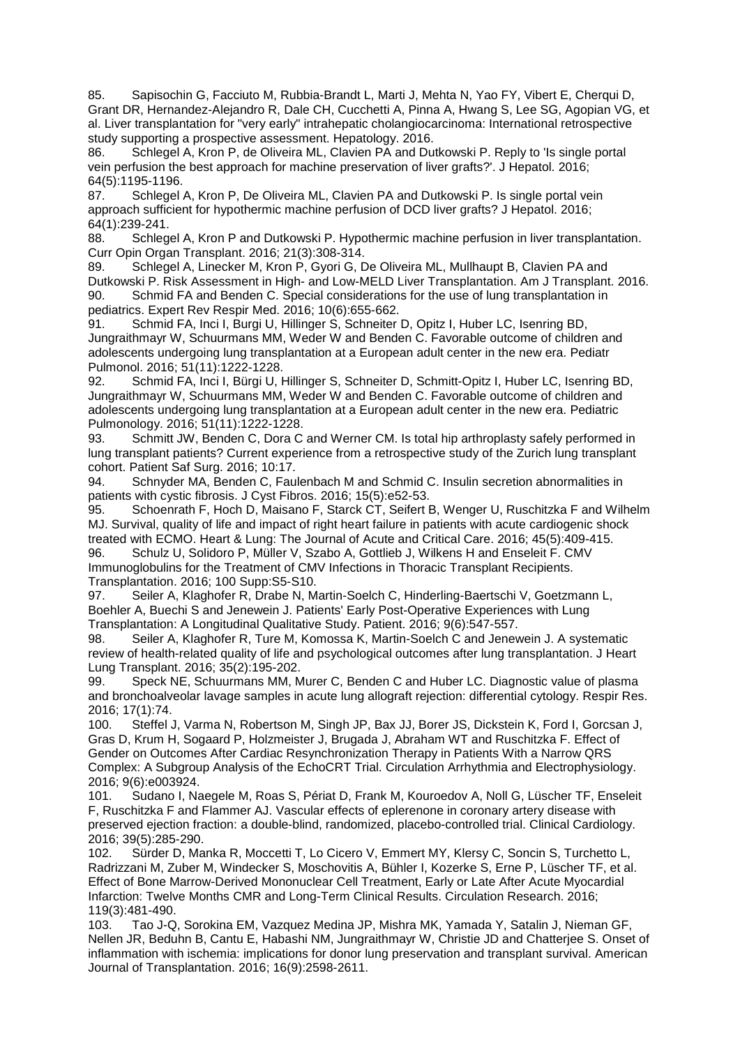85. Sapisochin G, Facciuto M, Rubbia-Brandt L, Marti J, Mehta N, Yao FY, Vibert E, Cherqui D, Grant DR, Hernandez-Alejandro R, Dale CH, Cucchetti A, Pinna A, Hwang S, Lee SG, Agopian VG, et al. Liver transplantation for "very early" intrahepatic cholangiocarcinoma: International retrospective study supporting a prospective assessment. Hepatology. 2016.

86. Schlegel A, Kron P, de Oliveira ML, Clavien PA and Dutkowski P. Reply to 'Is single portal vein perfusion the best approach for machine preservation of liver grafts?'. J Hepatol. 2016; 64(5):1195-1196.

87. Schlegel A, Kron P, De Oliveira ML, Clavien PA and Dutkowski P. Is single portal vein approach sufficient for hypothermic machine perfusion of DCD liver grafts? J Hepatol. 2016; 64(1):239-241.

88. Schlegel A, Kron P and Dutkowski P. Hypothermic machine perfusion in liver transplantation. Curr Opin Organ Transplant. 2016; 21(3):308-314.

89. Schlegel A, Linecker M, Kron P, Gyori G, De Oliveira ML, Mullhaupt B, Clavien PA and Dutkowski P. Risk Assessment in High- and Low-MELD Liver Transplantation. Am J Transplant. 2016.

90. Schmid FA and Benden C. Special considerations for the use of lung transplantation in pediatrics. Expert Rev Respir Med. 2016; 10(6):655-662.

91. Schmid FA, Inci I, Burgi U, Hillinger S, Schneiter D, Opitz I, Huber LC, Isenring BD, Jungraithmayr W, Schuurmans MM, Weder W and Benden C. Favorable outcome of children and adolescents undergoing lung transplantation at a European adult center in the new era. Pediatr Pulmonol. 2016; 51(11):1222-1228.

92. Schmid FA, Inci I, Bürgi U, Hillinger S, Schneiter D, Schmitt-Opitz I, Huber LC, Isenring BD, Jungraithmayr W, Schuurmans MM, Weder W and Benden C. Favorable outcome of children and adolescents undergoing lung transplantation at a European adult center in the new era. Pediatric Pulmonology. 2016; 51(11):1222-1228.

93. Schmitt JW, Benden C, Dora C and Werner CM. Is total hip arthroplasty safely performed in lung transplant patients? Current experience from a retrospective study of the Zurich lung transplant cohort. Patient Saf Surg. 2016; 10:17.

94. Schnyder MA, Benden C, Faulenbach M and Schmid C. Insulin secretion abnormalities in patients with cystic fibrosis. J Cyst Fibros. 2016; 15(5):e52-53.

95. Schoenrath F, Hoch D, Maisano F, Starck CT, Seifert B, Wenger U, Ruschitzka F and Wilhelm MJ. Survival, quality of life and impact of right heart failure in patients with acute cardiogenic shock treated with ECMO. Heart & Lung: The Journal of Acute and Critical Care. 2016; 45(5):409-415.

96. Schulz U, Solidoro P, Müller V, Szabo A, Gottlieb J, Wilkens H and Enseleit F. CMV Immunoglobulins for the Treatment of CMV Infections in Thoracic Transplant Recipients. Transplantation. 2016; 100 Supp:S5-S10.

97. Seiler A, Klaghofer R, Drabe N, Martin-Soelch C, Hinderling-Baertschi V, Goetzmann L, Boehler A, Buechi S and Jenewein J. Patients' Early Post-Operative Experiences with Lung Transplantation: A Longitudinal Qualitative Study. Patient. 2016; 9(6):547-557.

98. Seiler A, Klaghofer R, Ture M, Komossa K, Martin-Soelch C and Jenewein J. A systematic review of health-related quality of life and psychological outcomes after lung transplantation. J Heart Lung Transplant. 2016; 35(2):195-202.

99. Speck NE, Schuurmans MM, Murer C, Benden C and Huber LC. Diagnostic value of plasma and bronchoalveolar lavage samples in acute lung allograft rejection: differential cytology. Respir Res. 2016; 17(1):74.

100. Steffel J, Varma N, Robertson M, Singh JP, Bax JJ, Borer JS, Dickstein K, Ford I, Gorcsan J, Gras D, Krum H, Sogaard P, Holzmeister J, Brugada J, Abraham WT and Ruschitzka F. Effect of Gender on Outcomes After Cardiac Resynchronization Therapy in Patients With a Narrow QRS Complex: A Subgroup Analysis of the EchoCRT Trial. Circulation Arrhythmia and Electrophysiology. 2016; 9(6):e003924.

101. Sudano I, Naegele M, Roas S, Périat D, Frank M, Kouroedov A, Noll G, Lüscher TF, Enseleit F, Ruschitzka F and Flammer AJ. Vascular effects of eplerenone in coronary artery disease with preserved ejection fraction: a double-blind, randomized, placebo-controlled trial. Clinical Cardiology. 2016; 39(5):285-290.

102. Sürder D, Manka R, Moccetti T, Lo Cicero V, Emmert MY, Klersy C, Soncin S, Turchetto L, Radrizzani M, Zuber M, Windecker S, Moschovitis A, Bühler I, Kozerke S, Erne P, Lüscher TF, et al. Effect of Bone Marrow-Derived Mononuclear Cell Treatment, Early or Late After Acute Myocardial Infarction: Twelve Months CMR and Long-Term Clinical Results. Circulation Research. 2016; 119(3):481-490.

103. Tao J-Q, Sorokina EM, Vazquez Medina JP, Mishra MK, Yamada Y, Satalin J, Nieman GF, Nellen JR, Beduhn B, Cantu E, Habashi NM, Jungraithmayr W, Christie JD and Chatterjee S. Onset of inflammation with ischemia: implications for donor lung preservation and transplant survival. American Journal of Transplantation. 2016; 16(9):2598-2611.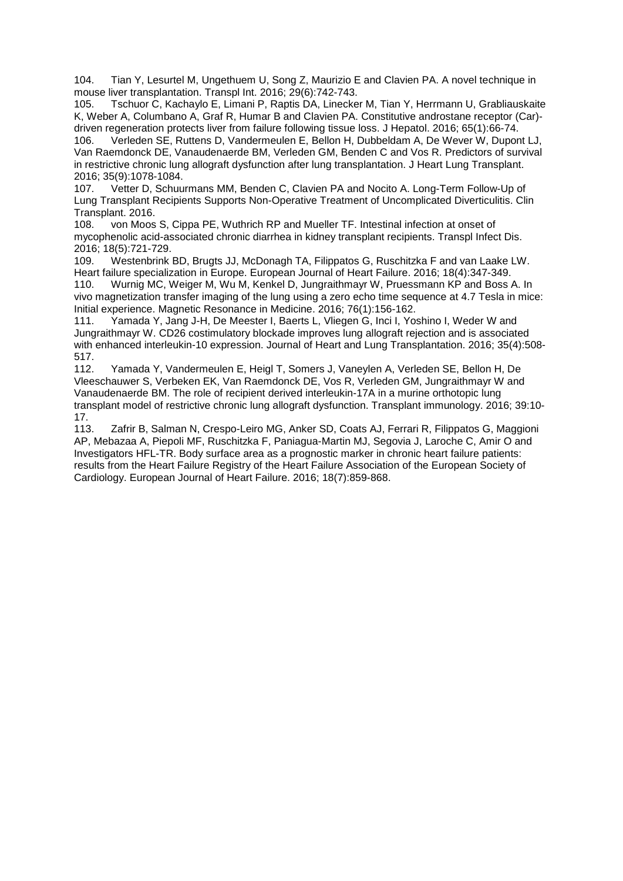104. Tian Y, Lesurtel M, Ungethuem U, Song Z, Maurizio E and Clavien PA. A novel technique in mouse liver transplantation. Transpl Int. 2016; 29(6):742-743.

105. Tschuor C, Kachaylo E, Limani P, Raptis DA, Linecker M, Tian Y, Herrmann U, Grabliauskaite K, Weber A, Columbano A, Graf R, Humar B and Clavien PA. Constitutive androstane receptor (Car)-driven regeneration protects liver from failure following tissue loss. J Hepatol. 2016; 65(1):66-74.

106. Verleden SE, Ruttens D, Vandermeulen E, Bellon H, Dubbeldam A, De Wever W, Dupont LJ, Van Raemdonck DE, Vanaudenaerde BM, Verleden GM, Benden C and Vos R. Predictors of survival in restrictive chronic lung allograft dysfunction after lung transplantation. J Heart Lung Transplant. 2016; 35(9):1078-1084.

107. Vetter D, Schuurmans MM, Benden C, Clavien PA and Nocito A. Long-Term Follow-Up of Lung Transplant Recipients Supports Non-Operative Treatment of Uncomplicated Diverticulitis. Clin Transplant. 2016.

108. von Moos S, Cippa PE, Wuthrich RP and Mueller TF. Intestinal infection at onset of mycophenolic acid-associated chronic diarrhea in kidney transplant recipients. Transpl Infect Dis. 2016; 18(5):721-729.

109. Westenbrink BD, Brugts JJ, McDonagh TA, Filippatos G, Ruschitzka F and van Laake LW. Heart failure specialization in Europe. European Journal of Heart Failure. 2016; 18(4):347-349.

110. Wurnig MC, Weiger M, Wu M, Kenkel D, Jungraithmayr W, Pruessmann KP and Boss A. In vivo magnetization transfer imaging of the lung using a zero echo time sequence at 4.7 Tesla in mice: Initial experience. Magnetic Resonance in Medicine. 2016; 76(1):156-162.

111. Yamada Y, Jang J-H, De Meester I, Baerts L, Vliegen G, Inci I, Yoshino I, Weder W and Jungraithmayr W. CD26 costimulatory blockade improves lung allograft rejection and is associated with enhanced interleukin-10 expression. Journal of Heart and Lung Transplantation. 2016; 35(4):508-517.

112. Yamada Y, Vandermeulen E, Heigl T, Somers J, Vaneylen A, Verleden SE, Bellon H, De Vleeschauwer S, Verbeken EK, Van Raemdonck DE, Vos R, Verleden GM, Jungraithmayr W and Vanaudenaerde BM. The role of recipient derived interleukin-17A in a murine orthotopic lung transplant model of restrictive chronic lung allograft dysfunction. Transplant immunology. 2016; 39:10-17.

113. Zafrir B, Salman N, Crespo-Leiro MG, Anker SD, Coats AJ, Ferrari R, Filippatos G, Maggioni AP, Mebazaa A, Piepoli MF, Ruschitzka F, Paniagua-Martin MJ, Segovia J, Laroche C, Amir O and Investigators HFL-TR. Body surface area as a prognostic marker in chronic heart failure patients: results from the Heart Failure Registry of the Heart Failure Association of the European Society of Cardiology. European Journal of Heart Failure. 2016; 18(7):859-868.